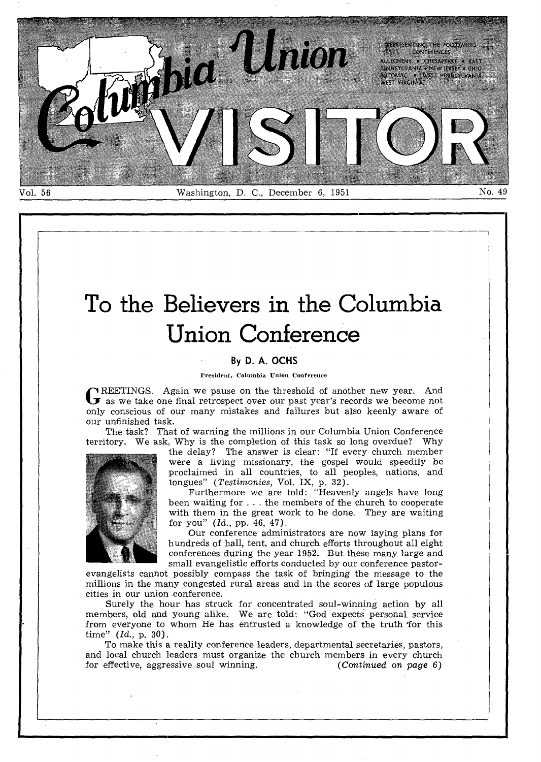# Columbia Union VISITOR

REPRESENTING THE FOLLOWING CONFERENCES: ALLEGHENY • CHESAPEAKE • EAST PENNSYLVANIA • NEW JERSEY • OHIO POTOMAC • WEST PENNSYLVANIA WEST VIRGINIA

Vol. 56 — Washington, D. C., December 6, 1951 — No. 49

# To the Believers in the Columbia Union Conference

By D. A. OCHS

President, Columbia Union Conference

GREETINGS. Again we pause on the threshold of another new year. And as we take one final retrospect over our past year's records we become not only conscious of our many mistakes and failures but also keenly aware of our unfinished task.

The task? That of warning the millions in our Columbia Union Conference territory. We ask, Why is the completion of this task so long overdue? Why the delay? The answer is clear: "If every church member were a living missionary, the gospel would speedily be proclaimed in all countries, to all peoples, nations, and tongues" (*Testimonies,* Vol. IX, p. 32).

Furthermore we are told: "Heavenly angels have long been waiting for . . . the members of the church to cooperate with them in the great work to be done. They are waiting for you" (*Id.,* pp. 46, 47).

Our conference administrators are now laying plans for hundreds of hall, tent, and church efforts throughout all eight conferences during the year 1952. But these many large and small evangelistic efforts conducted by our conference pastor-evangelists cannot possibly compass the task of bringing the message to the millions in the many congested rural areas and in the scores of large populous cities in our union conference.

Surely the hour has struck for concentrated soul-winning action by all members, old and young alike. We are told: "God expects personal service from everyone to whom He has entrusted a knowledge of the truth for this time" (*Id.,* p. 30).

To make this a reality conference leaders, departmental secretaries, pastors, and local church leaders must organize the church members in every church for effective, aggressive soul winning. (*Continued on page 6*)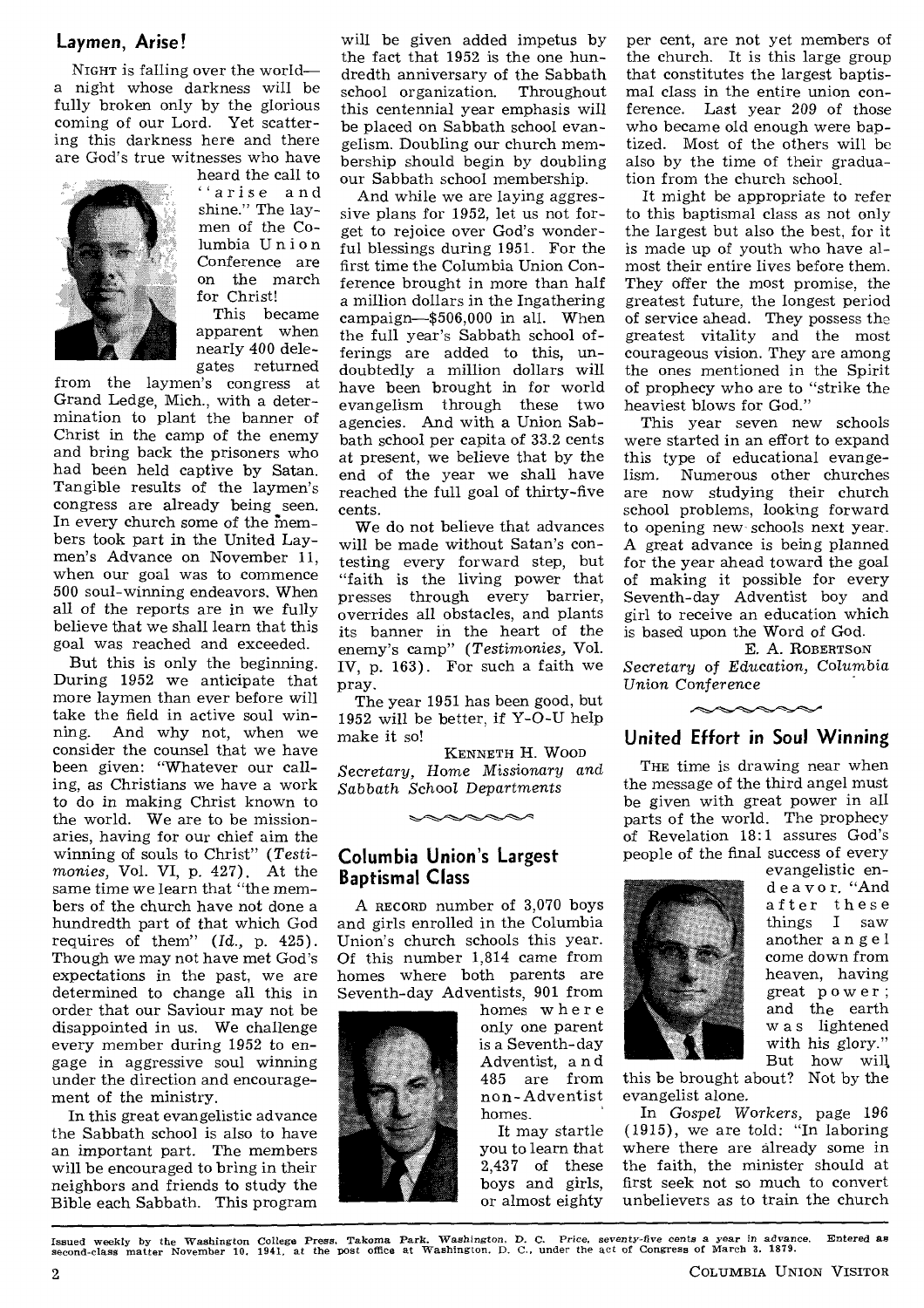## Laymen, Arise!

NIGHT is falling over the world—a night whose darkness will be fully broken only by the glorious coming of our Lord. Yet scattering this darkness here and there are God's true witnesses who have heard the call to "arise and shine." The laymen of the Columbia Union Conference are on the march for Christ!

This became apparent when nearly 400 delegates returned from the laymen's congress at Grand Ledge, Mich., with a determination to plant the banner of Christ in the camp of the enemy and bring back the prisoners who had been held captive by Satan. Tangible results of the laymen's congress are already being seen. In every church some of the members took part in the United Laymen's Advance on November 11, when our goal was to commence 500 soul-winning endeavors. When all of the reports are in we fully believe that we shall learn that this goal was reached and exceeded.

But this is only the beginning. During 1952 we anticipate that more laymen than ever before will take the field in active soul winning. And why not, when we consider the counsel that we have been given: "Whatever our calling, as Christians we have a work to do in making Christ known to the world. We are to be missionaries, having for our chief aim the winning of souls to Christ" (*Testimonies,* Vol. VI, p. 427). At the same time we learn that "the members of the church have not done a hundredth part of that which God requires of them" (*Id.,* p. 425). Though we may not have met God's expectations in the past, we are determined to change all this in order that our Saviour may not be disappointed in us. We challenge every member during 1952 to engage in aggressive soul winning under the direction and encouragement of the ministry.

In this great evangelistic advance the Sabbath school is also to have an important part. The members will be encouraged to bring in their neighbors and friends to study the Bible each Sabbath. This program will be given added impetus by the fact that 1952 is the one hundredth anniversary of the Sabbath school organization. Throughout this centennial year emphasis will be placed on Sabbath school evangelism. Doubling our church membership should begin by doubling our Sabbath school membership.

And while we are laying aggressive plans for 1952, let us not forget to rejoice over God's wonderful blessings during 1951. For the first time the Columbia Union Conference brought in more than half a million dollars in the Ingathering campaign—$506,000 in all. When the full year's Sabbath school offerings are added to this, undoubtedly a million dollars will have been brought in for world evangelism through these two agencies. And with a Union Sabbath school per capita of 33.2 cents at present, we believe that by the end of the year we shall have reached the full goal of thirty-five cents.

We do not believe that advances will be made without Satan's contesting every forward step, but "faith is the living power that presses through every barrier, overrides all obstacles, and plants its banner in the heart of the enemy's camp" (*Testimonies,* Vol. IV, p. 163). For such a faith we pray.

The year 1951 has been good, but 1952 will be better, if Y-O-U help make it so!

KENNETH H. WOOD
*Secretary, Home Missionary and Sabbath School Departments*

## Columbia Union's Largest Baptismal Class

A RECORD number of 3,070 boys and girls enrolled in the Columbia Union's church schools this year. Of this number 1,814 came from homes where both parents are Seventh-day Adventists, 901 from homes where only one parent is a Seventh-day Adventist, and 485 are from non-Adventist homes.

It may startle you to learn that 2,437 of these boys and girls, or almost eighty per cent, are not yet members of the church. It is this large group that constitutes the largest baptismal class in the entire union conference. Last year 209 of those who became old enough were baptized. Most of the others will be also by the time of their graduation from the church school.

It might be appropriate to refer to this baptismal class as not only the largest but also the best, for it is made up of youth who have almost their entire lives before them. They offer the most promise, the greatest future, the longest period of service ahead. They possess the greatest vitality and the most courageous vision. They are among the ones mentioned in the Spirit of prophecy who are to "strike the heaviest blows for God."

This year seven new schools were started in an effort to expand this type of educational evangelism. Numerous other churches are now studying their church school problems, looking forward to opening new schools next year. A great advance is being planned for the year ahead toward the goal of making it possible for every Seventh-day Adventist boy and girl to receive an education which is based upon the Word of God.

E. A. ROBERTSON
*Secretary of Education, Columbia Union Conference*

## United Effort in Soul Winning

THE time is drawing near when the message of the third angel must be given with great power in all parts of the world. The prophecy of Revelation 18:1 assures God's people of the final success of every evangelistic endeavor. "And after these things I saw another angel come down from heaven, having great power; and the earth was lightened with his glory." But how will this be brought about? Not by the evangelist alone.

In *Gospel Workers,* page 196 (1915), we are told: "In laboring where there are already some in the faith, the minister should at first seek not so much to convert unbelievers as to train the church

Issued weekly by the Washington College Press, Takoma Park, Washington, D. C. Price, seventy-five cents a year in advance. Entered as second-class matter November 10, 1941, at the post office at Washington, D. C., under the act of Congress of March 3, 1879.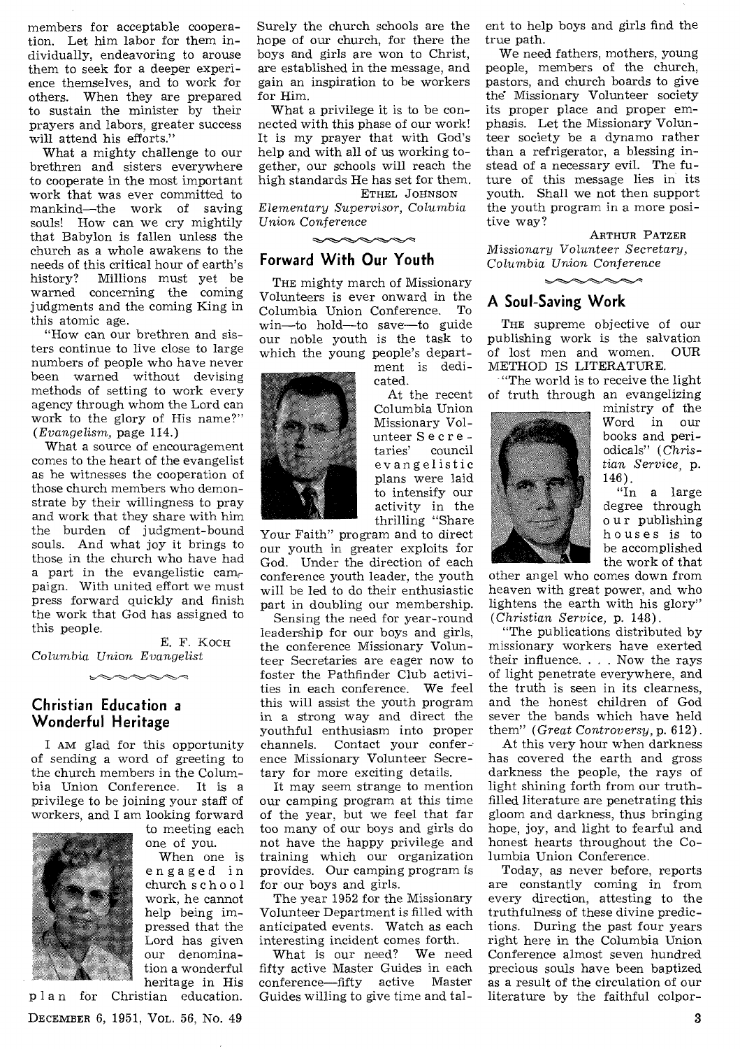members for acceptable cooperation. Let him labor for them individually, endeavoring to arouse them to seek for a deeper experience themselves, and to work for others. When they are prepared to sustain the minister by their prayers and labors, greater success will attend his efforts."

What a mighty challenge to our brethren and sisters everywhere to cooperate in the most important work that was ever committed to mankind—the work of saving souls! How can we cry mightily that Babylon is fallen unless the church as a whole awakens to the needs of this critical hour of earth's history? Millions must yet be warned concerning the coming judgments and the coming King in this atomic age.

"How can our brethren and sisters continue to live close to large numbers of people who have never been warned without devising methods of setting to work every agency through whom the Lord can work to the glory of His name?" (*Evangelism*, page 114.)

What a source of encouragement comes to the heart of the evangelist as he witnesses the cooperation of those church members who demonstrate by their willingness to pray and work that they share with him the burden of judgment-bound souls. And what joy it brings to those in the church who have had a part in the evangelistic campaign. With united effort we must press forward quickly and finish the work that God has assigned to this people.

E. F. KOCH
*Columbia Union Evangelist*

## Christian Education a Wonderful Heritage

I AM glad for this opportunity of sending a word of greeting to the church members in the Columbia Union Conference. It is a privilege to be joining your staff of workers, and I am looking forward to meeting each one of you.

When one is engaged in church school work, he cannot help being impressed that the Lord has given our denomination a wonderful heritage in His plan for Christian education. Surely the church schools are the hope of our church, for there the boys and girls are won to Christ, are established in the message, and gain an inspiration to be workers for Him.

What a privilege it is to be connected with this phase of our work! It is my prayer that with God's help and with all of us working together, our schools will reach the high standards He has set for them.

ETHEL JOHNSON
*Elementary Supervisor, Columbia Union Conference*

## Forward With Our Youth

THE mighty march of Missionary Volunteers is ever onward in the Columbia Union Conference. To win—to hold—to save—to guide our noble youth is the task to which the young people's department is dedicated.

At the recent Columbia Union Missionary Volunteer Secretaries' council evangelistic plans were laid to intensify our activity in the thrilling "Share Your Faith" program and to direct our youth in greater exploits for God. Under the direction of each conference youth leader, the youth will be led to do their enthusiastic part in doubling our membership.

Sensing the need for year-round leadership for our boys and girls, the conference Missionary Volunteer Secretaries are eager now to foster the Pathfinder Club activities in each conference. We feel this will assist the youth program in a strong way and direct the youthful enthusiasm into proper channels. Contact your conference Missionary Volunteer Secretary for more exciting details.

It may seem strange to mention our camping program at this time of the year, but we feel that far too many of our boys and girls do not have the happy privilege and training which our organization provides. Our camping program is for our boys and girls.

The year 1952 for the Missionary Volunteer Department is filled with anticipated events. Watch as each interesting incident comes forth.

What is our need? We need fifty active Master Guides in each conference—fifty active Master Guides willing to give time and talent to help boys and girls find the true path.

We need fathers, mothers, young people, members of the church, pastors, and church boards to give the Missionary Volunteer society its proper place and proper emphasis. Let the Missionary Volunteer society be a dynamo rather than a refrigerator, a blessing instead of a necessary evil. The future of this message lies in its youth. Shall we not then support the youth program in a more positive way?

ARTHUR PATZER
*Missionary Volunteer Secretary, Columbia Union Conference*

## A Soul-Saving Work

THE supreme objective of our publishing work is the salvation of lost men and women. OUR METHOD IS LITERATURE.

"The world is to receive the light of truth through an evangelizing ministry of the Word in our books and periodicals" (*Christian Service*, p. 146).

"In a large degree through our publishing houses is to be accomplished the work of that other angel who comes down from heaven with great power, and who lightens the earth with his glory" (*Christian Service*, p. 148).

"The publications distributed by missionary workers have exerted their influence. . . . Now the rays of light penetrate everywhere, and the truth is seen in its clearness, and the honest children of God sever the bands which have held them" (*Great Controversy*, p. 612).

At this very hour when darkness has covered the earth and gross darkness the people, the rays of light shining forth from our truth-filled literature are penetrating this gloom and darkness, thus bringing hope, joy, and light to fearful and honest hearts throughout the Columbia Union Conference.

Today, as never before, reports are constantly coming in from every direction, attesting to the truthfulness of these divine predictions. During the past four years right here in the Columbia Union Conference almost seven hundred precious souls have been baptized as a result of the circulation of our literature by the faithful colpor-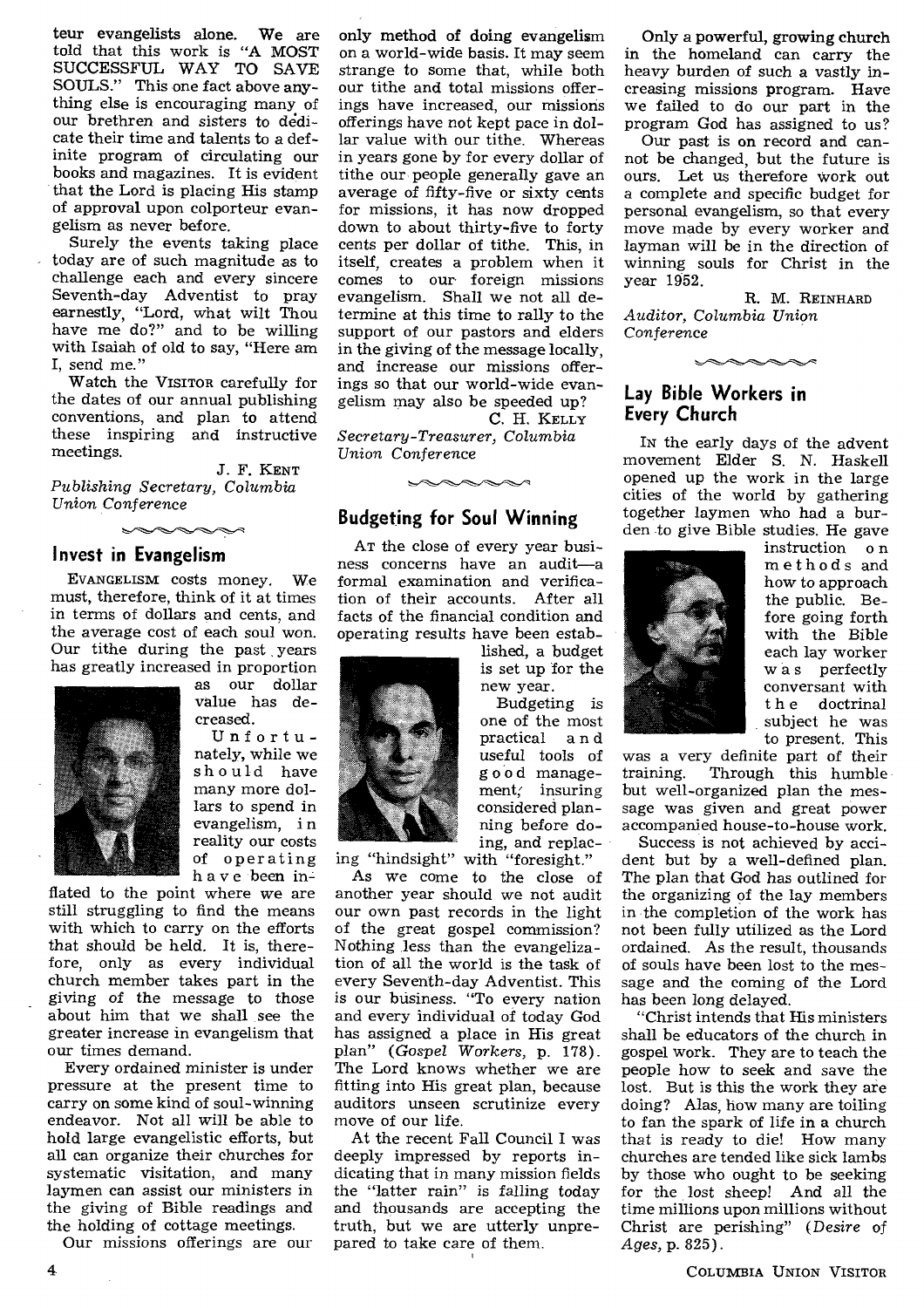teur evangelists alone. We are told that this work is "A MOST SUCCESSFUL WAY TO SAVE SOULS." This one fact above anything else is encouraging many of our brethren and sisters to dedicate their time and talents to a definite program of circulating our books and magazines. It is evident that the Lord is placing His stamp of approval upon colporteur evangelism as never before.

Surely the events taking place today are of such magnitude as to challenge each and every sincere Seventh-day Adventist to pray earnestly, "Lord, what wilt Thou have me do?" and to be willing with Isaiah of old to say, "Here am I, send me."

Watch the VISITOR carefully for the dates of our annual publishing conventions, and plan to attend these inspiring and instructive meetings.

J. F. KENT
*Publishing Secretary, Columbia Union Conference*

## Invest in Evangelism

EVANGELISM costs money. We must, therefore, think of it at times in terms of dollars and cents, and the average cost of each soul won. Our tithe during the past years has greatly increased in proportion as our dollar value has decreased.

Unfortunately, while we should have many more dollars to spend in evangelism, in reality our costs of operating have been inflated to the point where we are still struggling to find the means with which to carry on the efforts that should be held. It is, therefore, only as every individual church member takes part in the giving of the message to those about him that we shall see the greater increase in evangelism that our times demand.

Every ordained minister is under pressure at the present time to carry on some kind of soul-winning endeavor. Not all will be able to hold large evangelistic efforts, but all can organize their churches for systematic visitation, and many laymen can assist our ministers in the giving of Bible readings and the holding of cottage meetings.

Our missions offerings are our only method of doing evangelism on a world-wide basis. It may seem strange to some that, while both our tithe and total missions offerings have increased, our missions offerings have not kept pace in dollar value with our tithe. Whereas in years gone by for every dollar of tithe our people generally gave an average of fifty-five or sixty cents for missions, it has now dropped down to about thirty-five to forty cents per dollar of tithe. This, in itself, creates a problem when it comes to our foreign missions evangelism. Shall we not all determine at this time to rally to the support of our pastors and elders in the giving of the message locally, and increase our missions offerings so that our world-wide evangelism may also be speeded up?

C. H. KELLY
*Secretary-Treasurer, Columbia Union Conference*

## Budgeting for Soul Winning

AT the close of every year business concerns have an audit—a formal examination and verification of their accounts. After all facts of the financial condition and operating results have been established, a budget is set up for the new year.

Budgeting is one of the most practical and useful tools of good management, insuring considered planning before doing, and replacing "hindsight" with "foresight."

As we come to the close of another year should we not audit our own past records in the light of the great gospel commission? Nothing less than the evangelization of all the world is the task of every Seventh-day Adventist. This is our business. "To every nation and every individual of today God has assigned a place in His great plan" (*Gospel Workers*, p. 178). The Lord knows whether we are fitting into His great plan, because auditors unseen scrutinize every move of our life.

At the recent Fall Council I was deeply impressed by reports indicating that in many mission fields the "latter rain" is falling today and thousands are accepting the truth, but we are utterly unprepared to take care of them.

Only a powerful, growing church in the homeland can carry the heavy burden of such a vastly increasing missions program. Have we failed to do our part in the program God has assigned to us?

Our past is on record and cannot be changed, but the future is ours. Let us therefore work out a complete and specific budget for personal evangelism, so that every move made by every worker and layman will be in the direction of winning souls for Christ in the year 1952.

R. M. REINHARD
*Auditor, Columbia Union Conference*

## Lay Bible Workers in Every Church

IN the early days of the advent movement Elder S. N. Haskell opened up the work in the large cities of the world by gathering together laymen who had a burden to give Bible studies. He gave instruction on methods and how to approach the public. Before going forth with the Bible each lay worker was perfectly conversant with the doctrinal subject he was to present. This was a very definite part of their training. Through this humble but well-organized plan the message was given and great power accompanied house-to-house work.

Success is not achieved by accident but by a well-defined plan. The plan that God has outlined for the organizing of the lay members in the completion of the work has not been fully utilized as the Lord ordained. As the result, thousands of souls have been lost to the message and the coming of the Lord has been long delayed.

"Christ intends that His ministers shall be educators of the church in gospel work. They are to teach the people how to seek and save the lost. But is this the work they are doing? Alas, how many are toiling to fan the spark of life in a church that is ready to die! How many churches are tended like sick lambs by those who ought to be seeking for the lost sheep! And all the time millions upon millions without Christ are perishing" (*Desire of Ages*, p. 825).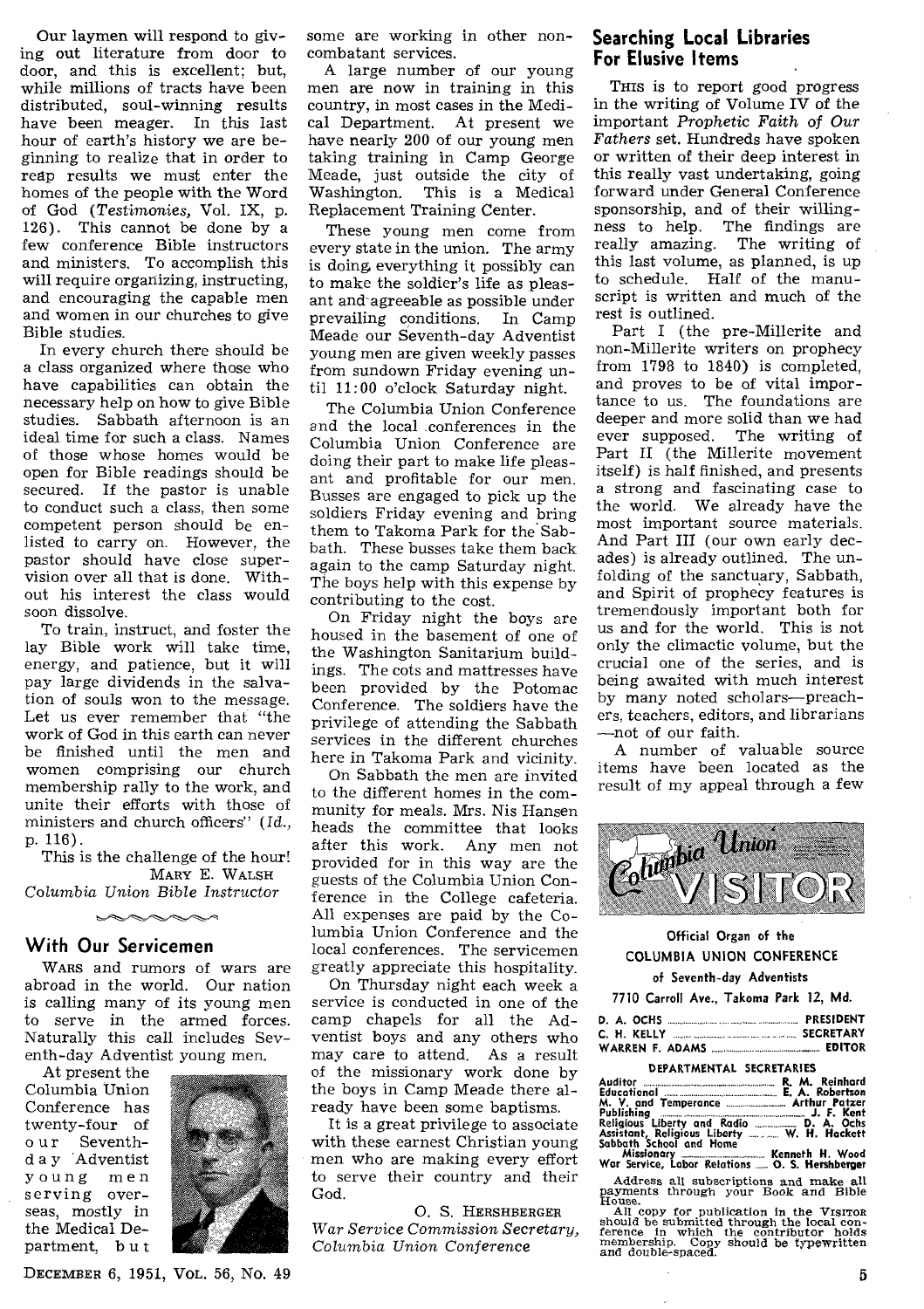Our laymen will respond to giving out literature from door to door, and this is excellent; but, while millions of tracts have been distributed, soul-winning results have been meager. In this last hour of earth's history we are beginning to realize that in order to reap results we must enter the homes of the people with the Word of God (*Testimonies*, Vol. IX, p. 126). This cannot be done by a few conference Bible instructors and ministers. To accomplish this will require organizing, instructing, and encouraging the capable men and women in our churches to give Bible studies.

In every church there should be a class organized where those who have capabilities can obtain the necessary help on how to give Bible studies. Sabbath afternoon is an ideal time for such a class. Names of those whose homes would be open for Bible readings should be secured. If the pastor is unable to conduct such a class, then some competent person should be enlisted to carry on. However, the pastor should have close supervision over all that is done. Without his interest the class would soon dissolve.

To train, instruct, and foster the lay Bible work will take time, energy, and patience, but it will pay large dividends in the salvation of souls won to the message. Let us ever remember that "the work of God in this earth can never be finished until the men and women comprising our church membership rally to the work, and unite their efforts with those of ministers and church officers" (*Id.*, p. 116).

This is the challenge of the hour!

MARY E. WALSH
*Columbia Union Bible Instructor*

## With Our Servicemen

WARS and rumors of wars are abroad in the world. Our nation is calling many of its young men to serve in the armed forces. Naturally this call includes Seventh-day Adventist young men.

At present the Columbia Union Conference has twenty-four of our Seventh-day Adventist young men serving overseas, mostly in the Medical Department, but some are working in other noncombatant services.

A large number of our young men are now in training in this country, in most cases in the Medical Department. At present we have nearly 200 of our young men taking training in Camp George Meade, just outside the city of Washington. This is a Medical Replacement Training Center.

These young men come from every state in the union. The army is doing everything it possibly can to make the soldier's life as pleasant and agreeable as possible under prevailing conditions. In Camp Meade our Seventh-day Adventist young men are given weekly passes from sundown Friday evening until 11:00 o'clock Saturday night.

The Columbia Union Conference and the local conferences in the Columbia Union Conference are doing their part to make life pleasant and profitable for our men. Busses are engaged to pick up the soldiers Friday evening and bring them to Takoma Park for the Sabbath. These busses take them back again to the camp Saturday night. The boys help with this expense by contributing to the cost.

On Friday night the boys are housed in the basement of one of the Washington Sanitarium buildings. The cots and mattresses have been provided by the Potomac Conference. The soldiers have the privilege of attending the Sabbath services in the different churches here in Takoma Park and vicinity.

On Sabbath the men are invited to the different homes in the community for meals. Mrs. Nis Hansen heads the committee that looks after this work. Any men not provided for in this way are the guests of the Columbia Union Conference in the College cafeteria. All expenses are paid by the Columbia Union Conference and the local conferences. The servicemen greatly appreciate this hospitality.

On Thursday night each week a service is conducted in one of the camp chapels for all the Adventist boys and any others who may care to attend. As a result of the missionary work done by the boys in Camp Meade there already have been some baptisms.

It is a great privilege to associate with these earnest Christian young men who are making every effort to serve their country and their God.

O. S. HERSHBERGER
*War Service Commission Secretary, Columbia Union Conference*

## Searching Local Libraries For Elusive Items

THIS is to report good progress in the writing of Volume IV of the important *Prophetic Faith of Our Fathers* set. Hundreds have spoken or written of their deep interest in this really vast undertaking, going forward under General Conference sponsorship, and of their willingness to help. The findings are really amazing. The writing of this last volume, as planned, is up to schedule. Half of the manuscript is written and much of the rest is outlined.

Part I (the pre-Millerite and non-Millerite writers on prophecy from 1798 to 1840) is completed, and proves to be of vital importance to us. The foundations are deeper and more solid than we had ever supposed. The writing of Part II (the Millerite movement itself) is half finished, and presents a strong and fascinating case to the world. We already have the most important source materials. And Part III (our own early decades) is already outlined. The unfolding of the sanctuary, Sabbath, and Spirit of prophecy features is tremendously important both for us and for the world. This is not only the climactic volume, but the crucial one of the series, and is being awaited with much interest by many noted scholars—preachers, teachers, editors, and librarians—not of our faith.

A number of valuable source items have been located as the result of my appeal through a few

# Columbia Union VISITOR

Official Organ of the
COLUMBIA UNION CONFERENCE
of Seventh-day Adventists
7710 Carroll Ave., Takoma Park 12, Md.

| | |
|---|---|
| D. A. OCHS | PRESIDENT |
| C. H. KELLY | SECRETARY |
| WARREN F. ADAMS | EDITOR |

DEPARTMENTAL SECRETARIES

| | |
|---|---|
| Auditor | R. M. Reinhard |
| Educational | E. A. Robertson |
| M. V. and Temperance | Arthur Patzer |
| Publishing | J. F. Kent |
| Religious Liberty and Radio | D. A. Ochs |
| Assistant, Religious Liberty | W. H. Hackett |
| Sabbath School and Home Missionary | Kenneth H. Wood |
| War Service, Labor Relations | O. S. Hershberger |

Address all subscriptions and make all payments through your Book and Bible House.

All copy for publication in the VISITOR should be submitted through the local conference in which the contributor holds membership. Copy should be typewritten and double-spaced.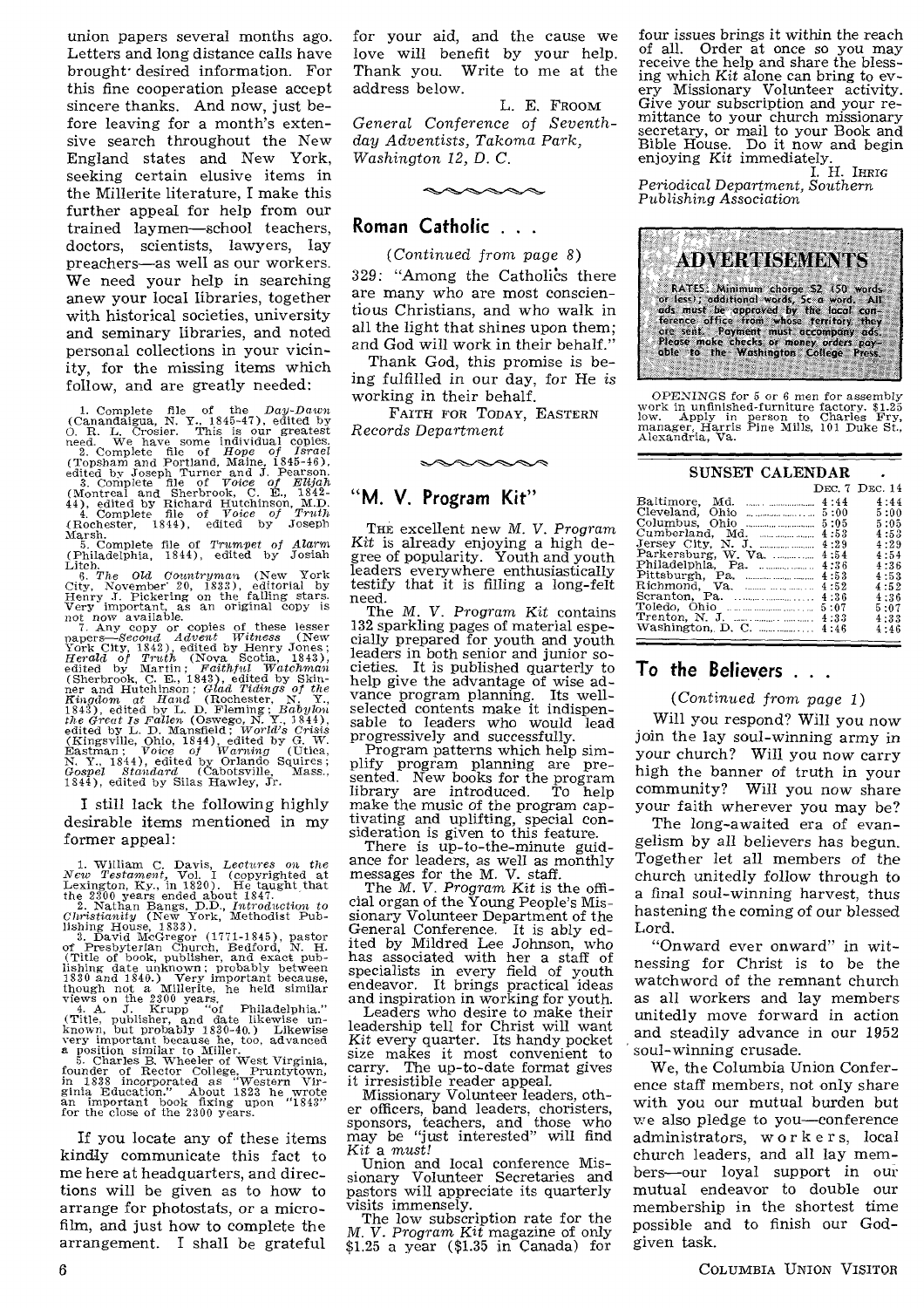union papers several months ago. Letters and long distance calls have brought desired information. For this fine cooperation please accept sincere thanks. And now, just before leaving for a month's extensive search throughout the New England states and New York, seeking certain elusive items in the Millerite literature, I make this further appeal for help from our trained laymen—school teachers, doctors, scientists, lawyers, lay preachers—as well as our workers. We need your help in searching anew your local libraries, together with historical societies, university and seminary libraries, and noted personal collections in your vicinity, for the missing items which follow, and are greatly needed:

1. Complete file of the *Day-Dawn* (Canandaigua, N. Y., 1845-47), edited by O. R. L. Crosier. This is our greatest need. We have some individual copies.
2. Complete file of *Hope of Israel* (Topsham and Portland, Maine, 1845-46), edited by Joseph Turner and J. Pearson.
3. Complete file of *Voice of Elijah* (Montreal and Sherbrook, C. E., 1842-44), edited by Richard Hutchinson, M.D.
4. Complete file of *Voice of Truth* (Rochester, 1844), edited by Joseph Marsh.
5. Complete file of *Trumpet of Alarm* (Philadelphia, 1844), edited by Josiah Litch.
6. *The Old Countryman* (New York City, November 20, 1833), editorial by Henry J. Pickering on the falling stars. Very important, as an original copy is not now available.
7. Any copy or copies of these lesser papers—*Second Advent Witness* (New York City, 1842), edited by Henry Jones; *Herald of Truth* (Nova Scotia, 1843), edited by Martin; *Faithful Watchman* (Sherbrook, C. E., 1843), edited by Skinner and Hutchinson; *Glad Tidings of the Kingdom at Hand* (Rochester, N. Y., 1843), edited by L. D. Fleming; *Babylon the Great Is Fallen* (Oswego, N. Y., 1844), edited by L. D. Mansfield; *World's Crisis* (Kingsville, Ohio, 1844), edited by G. W. Eastman; *Voice of Warning* (Utica, N. Y., 1844), edited by Orlando Squires; *Gospel Standard* (Cabotsville, Mass., 1844), edited by Silas Hawley, Jr.

I still lack the following highly desirable items mentioned in my former appeal:

1. William C. Davis, *Lectures on the New Testament*, Vol. I (copyrighted at Lexington, Ky., in 1820). He taught that the 2300 years ended about 1847.
2. Nathan Bangs, D.D., *Introduction to Christianity* (New York, Methodist Publishing House, 1833).
3. David McGregor (1771-1845), pastor of Presbyterian Church, Bedford, N. H. (Title of book, publisher, and exact publishing date unknown; probably between 1830 and 1840.) Very important because, though not a Millerite, he held similar views on the 2300 years.
4. A. J. Krupp "of Philadelphia." (Title, publisher, and date likewise unknown, but probably 1830-40.) Likewise very important because he, too, advanced a position similar to Miller.
5. Charles B. Wheeler of West Virginia, founder of Rector College, Pruntytown, in 1838 incorporated as "Western Virginia Education." About 1823 he wrote an important book fixing upon "1843" for the close of the 2300 years.

If you locate any of these items kindly communicate this fact to me here at headquarters, and directions will be given as to how to arrange for photostats, or a microfilm, and just how to complete the arrangement. I shall be grateful for your aid, and the cause we love will benefit by your help. Thank you. Write to me at the address below.

L. E. FROOM
*General Conference of Seventh-day Adventists, Takoma Park, Washington 12, D. C.*

## Roman Catholic . . .

*(Continued from page 8)*

329: "Among the Catholics there are many who are most conscientious Christians, and who walk in all the light that shines upon them; and God will work in their behalf."

Thank God, this promise is being fulfilled in our day, for He *is* working in their behalf.

FAITH FOR TODAY, EASTERN *Records Department*

## "M. V. Program Kit"

THE excellent new *M. V. Program Kit* is already enjoying a high degree of popularity. Youth and youth leaders everywhere enthusiastically testify that it is filling a long-felt need.

The *M. V. Program Kit* contains 132 sparkling pages of material especially prepared for youth and youth leaders in both senior and junior societies. It is published quarterly to help give the advantage of wise advance program planning. Its well-selected contents make it indispensable to leaders who would lead progressively and successfully.

Program patterns which help simplify program planning are presented. New books for the program library are introduced. To help make the music of the program captivating and uplifting, special consideration is given to this feature.

There is up-to-the-minute guidance for leaders, as well as monthly messages for the M. V. staff.

The *M. V. Program Kit* is the official organ of the Young People's Missionary Volunteer Department of the General Conference. It is ably edited by Mildred Lee Johnson, who has associated with her a staff of specialists in every field of youth endeavor. It brings practical ideas and inspiration in working for youth.

Leaders who desire to make their leadership tell for Christ will want *Kit* every quarter. Its handy pocket size makes it most convenient to carry. The up-to-date format gives it irresistible reader appeal.

Missionary Volunteer leaders, other officers, band leaders, choristers, sponsors, teachers, and those who may be "just interested" will find *Kit* a *must!*

Union and local conference Missionary Volunteer Secretaries and pastors will appreciate its quarterly visits immensely.

The low subscription rate for the *M. V. Program Kit* magazine of only \$1.25 a year (\$1.35 in Canada) for four issues brings it within the reach of all. Order at once so you may receive the help and share the blessing which *Kit* alone can bring to every Missionary Volunteer activity. Give your subscription and your remittance to your church missionary secretary, or mail to your Book and Bible House. Do it now and begin enjoying *Kit* immediately.

I. H. IHRIG
*Periodical Department, Southern Publishing Association*

## ADVERTISEMENTS

RATES: Minimum charge \$2 (50 words or less); additional words, 5c a word. All ads must be approved by the local conference office from whose territory they are sent. Payment must accompany ads. Please make checks or money orders payable to the Washington College Press.

OPENINGS for 5 or 6 men for assembly work in unfinished-furniture factory. \$1.25 low. Apply in person to Charles Fry, manager, Harris Pine Mills, 101 Duke St., Alexandria, Va.

### SUNSET CALENDAR

| | Dec. 7 | Dec. 14 |
|---|---|---|
| Baltimore, Md. | 4:44 | 4:44 |
| Cleveland, Ohio | 5:00 | 5:00 |
| Columbus, Ohio | 5:05 | 5:05 |
| Cumberland, Md. | 4:53 | 4:53 |
| Jersey City, N. J. | 4:29 | 4:29 |
| Parkersburg, W. Va. | 4:54 | 4:54 |
| Philadelphia, Pa. | 4:36 | 4:36 |
| Pittsburgh, Pa. | 4:53 | 4:53 |
| Richmond, Va. | 4:52 | 4:52 |
| Scranton, Pa. | 4:36 | 4:36 |
| Toledo, Ohio | 5:07 | 5:07 |
| Trenton, N. J. | 4:33 | 4:33 |
| Washington, D. C. | 4:46 | 4:46 |

## To the Believers . . .

*(Continued from page 1)*

Will you respond? Will you now join the lay soul-winning army in your church? Will you now carry high the banner of truth in your community? Will you now share your faith wherever you may be?

The long-awaited era of evangelism by all believers has begun. Together let all members of the church unitedly follow through to a final soul-winning harvest, thus hastening the coming of our blessed Lord.

"Onward ever onward" in witnessing for Christ is to be the watchword of the remnant church as all workers and lay members unitedly move forward in action and steadily advance in our 1952 soul-winning crusade.

We, the Columbia Union Conference staff members, not only share with you our mutual burden but we also pledge to you—conference administrators, workers, local church leaders, and all lay members—our loyal support in our mutual endeavor to double our membership in the shortest time possible and to finish our God-given task.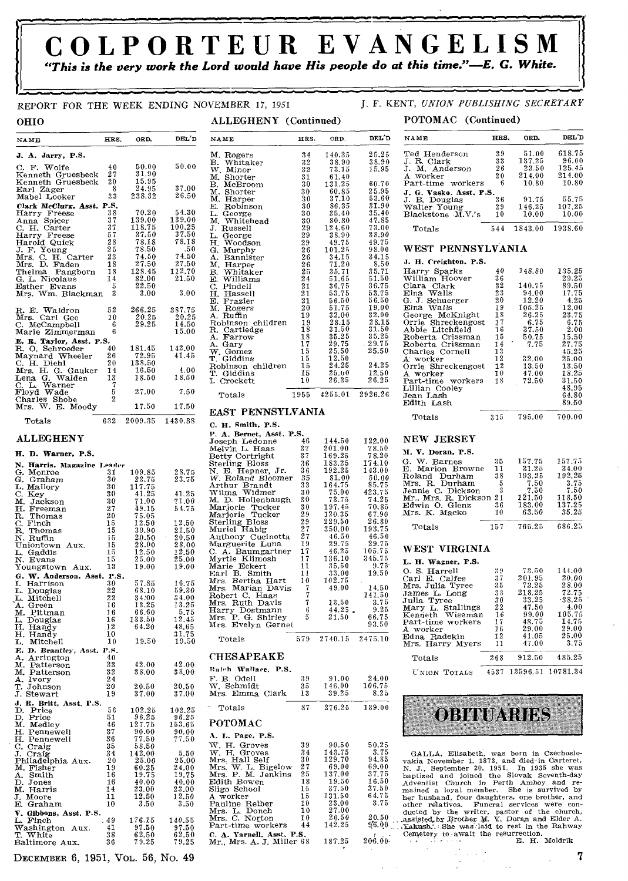# COLPORTEUR EVANGELISM

*"This is the very work the Lord would have His people do at this time."—E. G. White.*

REPORT FOR THE WEEK ENDING NOVEMBER 17, 1951 — J. F. KENT, *UNION PUBLISHING SECRETARY*

## OHIO

| NAME | HRS. | ORD. | DEL'D |
|---|---|---|---|
| **J. A. Jarry, P.S.** | | | |
| C. F. Wolfe | 40 | 50.00 | 50.00 |
| Kenneth Gruesbeck | 27 | 31.90 | |
| Kenneth Gruesbeck | 20 | 15.95 | |
| Earl Zager | 8 | 24.95 | 37.00 |
| Mabel Looker | 33 | 238.32 | 26.50 |
| **Clark McClurg, Asst. P.S.** | | | |
| Harry Freese | 38 | 70.20 | 54.30 |
| Anna Spicer | 37 | 139.00 | 139.00 |
| C. H. Carter | 37 | 118.75 | 100.25 |
| Harry Freese | 57 | 37.50 | 37.50 |
| Harold Quick | 28 | 78.18 | 78.18 |
| J. F. Young | 25 | 78.50 | .50 |
| Mrs. C. H. Carter | 23 | 74.50 | 74.50 |
| Mrs. D. Faden | 18 | 27.50 | 27.50 |
| Thelma Pangborn | 18 | 128.45 | 112.70 |
| G. L. Nicolaus | 14 | 82.00 | 21.50 |
| Esther Evans | 5 | 22.50 | |
| Mrs. Wm. Blackman | 3 | 3.00 | 3.00 |
| R. E. Waldron | 52 | 266.25 | 387.75 |
| Mrs. Carl Gee | 10 | 20.25 | 20.25 |
| C. McCampbell | 6 | 29.25 | 14.50 |
| Marie Zimmerman | 6 | | 15.00 |
| **E. R. Taylor, Asst. P.S.** | | | |
| R. O. Schroeder | 40 | 181.45 | 142.00 |
| Maynard Wheeler | 26 | 72.95 | 41.45 |
| C. H. Diehl | 20 | 138.50 | |
| Mrs. H. G. Gauker | 14 | 16.50 | 4.00 |
| Lena G. Walden | 13 | 18.50 | 18.50 |
| C. L. Warner | 7 | | |
| Floyd Wade | 5 | 27.00 | 7.50 |
| Charles Shobe | 2 | | |
| Mrs. W. E. Moody | | 17.50 | 17.50 |
| Totals | 632 | 2009.35 | 1430.88 |

## ALLEGHENY

| NAME | HRS. | ORD. | DEL'D |
|---|---|---|---|
| **H. D. Warner, P.S.** | | | |
| **N. Harris, Magazine Leader** | | | |
| G. Monroe | 31 | 109.85 | 28.75 |
| G. Graham | 30 | 23.75 | 23.75 |
| L. Mallory | 30 | 117.75 | |
| C. Key | 30 | 41.25 | 41.25 |
| M. Jackson | 30 | 71.00 | 71.00 |
| H. Freeman | 27 | 49.15 | 54.75 |
| R. Thomas | 20 | 75.05 | |
| C. Finch | 15 | 12.50 | 12.50 |
| R. Thomas | 15 | 39.90 | 21.50 |
| N. Ruffin | 15 | 20.50 | 20.50 |
| Uniontown Aux. | 15 | 28.00 | 28.00 |
| L. Gaddis | 15 | 12.50 | 12.50 |
| N. Evans | 15 | 25.00 | 25.00 |
| Youngstown Aux. | 13 | 19.00 | 19.00 |
| **G. W. Anderson, Asst. P.S.** | | | |
| I. Harrison | 30 | 57.85 | 16.75 |
| L. Douglas | 22 | 68.10 | 59.30 |
| L. Mitchell | 22 | 34.00 | 34.00 |
| A. Green | 16 | 13.25 | 13.25 |
| M. Pittman | 16 | 66.60 | 5.75 |
| L. Douglas | 16 | 133.50 | 12.45 |
| H. Handy | 12 | 64.20 | 48.65 |
| H. Handy | 10 | | 31.75 |
| L. Mitchell | 10 | 19.50 | 19.50 |
| **E. D. Brantley, Asst. P.S.** | | | |
| A. Arrington | 40 | | |
| M. Patterson | 33 | 42.00 | 42.00 |
| M. Patterson | 32 | 38.00 | 38.00 |
| A. Ivory | 24 | | |
| T. Johnson | 20 | 20.50 | 20.50 |
| J. Stewart | 19 | 37.00 | 37.00 |
| **J. R. Britt, Asst. P.S.** | | | |
| D. Price | 56 | 102.25 | 102.25 |
| D. Price | 51 | 96.25 | 96.25 |
| M. Medley | 46 | 127.75 | 153.65 |
| H. Pennewell | 37 | 90.00 | 90.00 |
| H. Pennewell | 36 | 77.50 | 77.50 |
| C. Craig | 35 | 58.50 | |
| J. Craig | 34 | 142.00 | 5.50 |
| Philadelphia Aux. | 20 | 25.00 | 25.00 |
| M. Fisher | 19 | 60.25 | 24.00 |
| A. Smith | 16 | 19.75 | 19.75 |
| D. Jones | 16 | 40.00 | 40.00 |
| M. Harris | 14 | 23.00 | 23.00 |
| J. Moore | 11 | 12.50 | 12.50 |
| E. Graham | 10 | 3.50 | 3.50 |
| **V. Gibbons, Asst. P.S.** | | | |
| L. Finch | 49 | 176.15 | 140.55 |
| Washington Aux. | 41 | 97.50 | 97.50 |
| T. White | 38 | 62.50 | 62.50 |
| Baltimore Aux. | 36 | 79.25 | 79.25 |

## ALLEGHENY (Continued)

| NAME | HRS. | ORD. | DEL'D |
|---|---|---|---|
| M. Rogers | 34 | 140.35 | 25.25 |
| B. Whitaker | 32 | 38.90 | 38.90 |
| W. Minor | 32 | 73.15 | 15.95 |
| M. Shorter | 31 | 61.40 | |
| B. McBroom | 30 | 131.25 | 60.70 |
| M. Shorter | 30 | 60.85 | 25.95 |
| M. Harper | 30 | 37.10 | 53.60 |
| E. Robinson | 30 | 36.35 | 31.90 |
| L. George | 30 | 35.40 | 35.40 |
| M. Whitehead | 30 | 30.80 | 47.85 |
| J. Russell | 29 | 124.60 | 73.00 |
| L. George | 29 | 38.90 | 38.90 |
| H. Woodson | 29 | 49.75 | 49.75 |
| G. Murphy | 26 | 101.25 | 98.00 |
| A. Bannister | 26 | 34.15 | 34.15 |
| M. Harper | 26 | 71.20 | 8.50 |
| B. Whitaker | 25 | 35.71 | 35.71 |
| E. Williams | 24 | 51.55 | 51.50 |
| C. Pindell | 21 | 36.75 | 36.75 |
| H. Hassell | 21 | 53.75 | 53.75 |
| E. Frazier | 21 | 56.50 | 56.50 |
| M. Rogers | 20 | 51.75 | 19.00 |
| A. Ruffin | 19 | 32.00 | 32.00 |
| Robinson children | 19 | 28.15 | 28.15 |
| R. Cartledge | 18 | 31.50 | 31.50 |
| A. Farrow | 18 | 35.25 | 35.25 |
| A. Gary | 17 | 29.75 | 29.75 |
| W. Gomez | 15 | 25.50 | 25.50 |
| T. Giddins | 15 | 12.50 | |
| Robinson children | 15 | 24.25 | 24.25 |
| T. Giddins | 15 | 25.00 | 12.50 |
| I. Crockett | 10 | 26.25 | 26.25 |
| Totals | 1955 | 4255.01 | 2926.26 |

## EAST PENNSYLVANIA

| NAME | HRS. | ORD. | DEL'D |
|---|---|---|---|
| **C. H. Smith, P.S.** | | | |
| **P. A. Bernet, Asst. P.S.** | | | |
| Joseph Ledonne | 46 | 144.50 | 122.00 |
| Melvin L. Haas | 37 | 201.00 | 78.50 |
| Betty Cortright | 37 | 169.25 | 78.20 |
| Sterling Bloss | 36 | 183.25 | 174.10 |
| N. E. Hepner, Jr. | 36 | 192.25 | 143.00 |
| W. Roland Bloomer | 35 | 81.00 | 50.00 |
| Arthur Brandt | 33 | 164.75 | 35.75 |
| Wilma Widmer | 30 | 75.00 | 423.75 |
| M. D. Hollenbaugh | 30 | 73.75 | 74.25 |
| Marjorie Tucker | 30 | 197.45 | 70.85 |
| Marjorie Tucker | 29 | 120.35 | 67.90 |
| Sterling Bloss | 29 | 229.50 | 26.80 |
| Muriel Habig | 27 | 350.00 | 193.75 |
| Anthony Cucinotta | 27 | 46.50 | 46.50 |
| Marguerite Luna | 19 | 29.75 | 29.75 |
| C. A. Baumgartner | 17 | 46.25 | 105.75 |
| Myrtle Klimosh | 17 | 136.10 | 345.75 |
| Marie Eckert | 11 | 35.50 | 9.75 |
| Earl B. Smith | 11 | 33.00 | 19.50 |
| Mrs. Bertha Hart | 10 | 102.75 | |
| Mrs. Marian Davis | 7 | 49.00 | 14.50 |
| Robert C. Haas | 7 | | 141.50 |
| Mrs. Ruth Davis | 7 | 13.50 | 3.75 |
| Harry Dostmann | 6 | 44.25 | 9.25 |
| Mrs. P. G. Shirley | 5 | 21.50 | 66.75 |
| Mrs. Evelyn Gernet | | | 93.50 |
| Totals | 579 | 2740.15 | 2475.10 |

## CHESAPEAKE

| NAME | HRS. | ORD. | DEL'D |
|---|---|---|---|
| **Ralph Wallace, P.S.** | | | |
| F. B. Odell | 39 | 91.00 | 24.00 |
| W. Schmidt | 35 | 146.00 | 106.75 |
| Mrs. Emma Clark | 13 | 39.25 | 8.25 |
| Totals | 87 | 276.25 | 139.00 |

## POTOMAC

| NAME | HRS. | ORD. | DEL'D |
|---|---|---|---|
| **A. L. Page, P.S.** | | | |
| W. H. Groves | 39 | 90.50 | 50.25 |
| W. H. Groves | 34 | 143.75 | 3.75 |
| Mrs. Hall Self | 30 | 129.70 | 94.85 |
| Mrs. W. L. Bigelow | 27 | 69.00 | 69.00 |
| Mrs. P. M. Jenkins | 25 | 137.00 | 37.75 |
| Edith Bowen | 18 | 19.50 | 16.50 |
| Sligo School | 15 | 37.50 | 37.50 |
| A worker | 15 | 131.50 | 64.75 |
| Pauline Reiber | 10 | 23.00 | 3.75 |
| Mrs. L. Donch | 10 | 27.00 | |
| Mrs. C. Norton | 10 | 20.50 | 20.50 |
| Part-time workers | 44 | 142.25 | 96.00 |
| **C. A. Yarnell, Asst. P.S.** | | | |
| Mr., Mrs. A. J. Miller | 68 | 187.25 | 206.00 |

## POTOMAC (Continued)

| NAME | HRS. | ORD. | DEL'D |
|---|---|---|---|
| Ted Henderson | 39 | 51.00 | 618.75 |
| J. R. Clark | 33 | 137.25 | 96.00 |
| J. M. Anderson | 26 | 23.50 | 125.45 |
| A worker | 20 | 214.00 | 214.00 |
| Part-time workers | 6 | 10.80 | 10.80 |
| **J. G. Vasko, Asst. P.S.** | | | |
| J. B. Douglas | 36 | 91.75 | 55.75 |
| Walter Young | 29 | 146.25 | 107.25 |
| Blackstone M.V.'s | 10 | 10.00 | 10.00 |
| Totals | 544 | 1843.00 | 1938.60 |

## WEST PENNSYLVANIA

| NAME | HRS. | ORD. | DEL'D |
|---|---|---|---|
| **J. H. Creighton, P.S.** | | | |
| Harry Sparks | 40 | 148.80 | 135.25 |
| William Hoover | 36 | | 29.25 |
| Clara Clark | 32 | 140.75 | 89.50 |
| Elna Walls | 23 | 94.00 | 17.75 |
| G. J. Schuerger | 20 | 12.20 | 4.25 |
| Elna Walls | 19 | 105.25 | 12.00 |
| George McKnight | 18 | 26.25 | 23.75 |
| Orrie Shreckengost | 17 | 6.75 | 6.75 |
| Abbie Litchfield | 16 | 37.50 | 2.00 |
| Roberta Crissman | 15 | 50.75 | 15.50 |
| Roberta Crissman | 14 | 7.75 | 27.75 |
| Charles Cornell | 13 | | 45.25 |
| A worker | 12 | 32.00 | 25.00 |
| Orrie Shreckengost | 12 | 13.50 | 13.50 |
| A worker | 10 | 47.00 | 18.25 |
| Part-time workers | 18 | 72.50 | 31.50 |
| Lillian Cooley | | | 48.95 |
| Jean Lash | | | 64.80 |
| Edith Lash | | | 89.50 |
| Totals | 315 | 795.00 | 700.00 |

## NEW JERSEY

| NAME | HRS. | ORD. | DEL'D |
|---|---|---|---|
| **M. V. Doran, P.S.** | | | |
| G. W. Barnes | 35 | 157.75 | 157.75 |
| E. Marion Browne | 11 | 31.25 | 34.00 |
| Roland Durham | 38 | 193.25 | 192.25 |
| Mrs. R. Durham | 5 | 7.50 | 3.75 |
| Jennie C. Dickson | 3 | 7.50 | 7.50 |
| Mr., Mrs. R. Dickson | 21 | 121.50 | 118.50 |
| Edwin O. Glenz | 36 | 183.00 | 137.25 |
| Mrs. K. Macko | 10 | 63.50 | 35.25 |
| Totals | 157 | 765.25 | 686.25 |

## WEST VIRGINIA

| NAME | HRS. | ORD. | DEL'D |
|---|---|---|---|
| **L. H. Wagner, P.S.** | | | |
| O. S. Harrell | 39 | 73.50 | 144.00 |
| Carl E. Calfee | 37 | 201.95 | 20.00 |
| Mrs. Julia Tyree | 35 | 73.25 | 28.00 |
| James L. Long | 33 | 218.25 | 72.75 |
| Julia Tyree | 30 | 33.25 | 38.25 |
| Mary L. Stallings | 22 | 47.50 | 4.00 |
| Kenneth Wiseman | 16 | 99.00 | 105.75 |
| Part-time workers | 17 | 48.75 | 14.75 |
| A worker | 16 | 29.00 | 29.00 |
| Edna Radekin | 12 | 41.05 | 25.00 |
| Mrs. Harry Myers | 11 | 47.00 | 3.75 |
| Totals | 268 | 912.50 | 485.25 |
| UNION TOTALS | 4537 | 13596.51 | 10781.34 |

## OBITUARIES

GALLA, Elisabeth, was born in Czechoslovakia November 1, 1873, and died in Carteret, N. J., September 20, 1951. In 1935 she was baptized and joined the Slovak Seventh-day Adventist Church in Perth Amboy and remained a loyal member. She is survived by her husband, four daughters, one brother, and other relatives. Funeral services were conducted by the writer, pastor of the church, assisted by Brother M. V. Doran and Elder A. Yakush. She was laid to rest in the Rahway Cemetery to await the resurrection.

E. H. Moldrik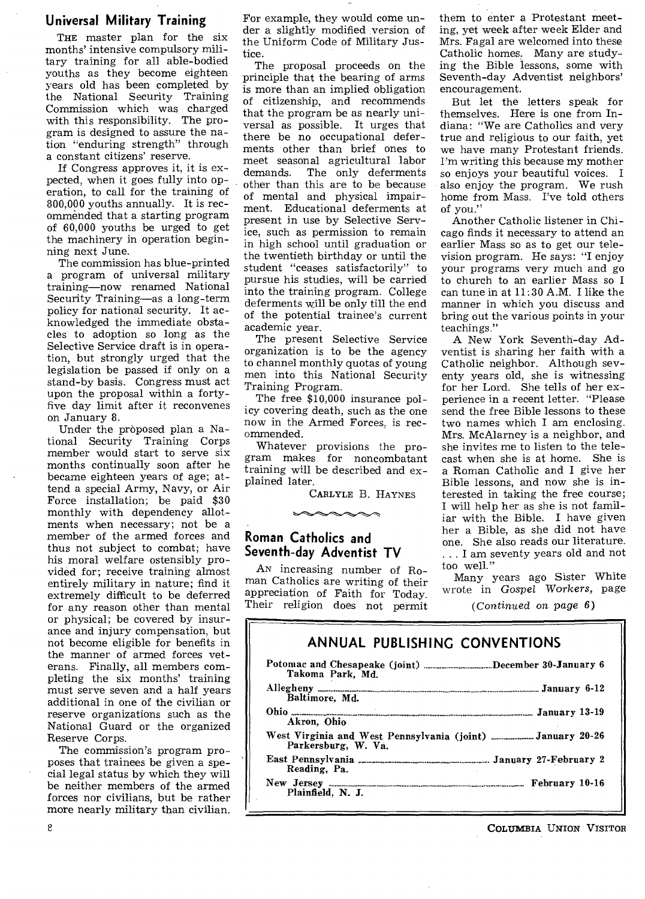## Universal Military Training

The master plan for the six months' intensive compulsory military training for all able-bodied youths as they become eighteen years old has been completed by the National Security Training Commission which was charged with this responsibility. The program is designed to assure the nation "enduring strength" through a constant citizens' reserve.

If Congress approves it, it is expected, when it goes fully into operation, to call for the training of 800,000 youths annually. It is recommended that a starting program of 60,000 youths be urged to get the machinery in operation beginning next June.

The commission has blue-printed a program of universal military training—now renamed National Security Training—as a long-term policy for national security. It acknowledged the immediate obstacles to adoption so long as the Selective Service draft is in operation, but strongly urged that the legislation be passed if only on a stand-by basis. Congress must act upon the proposal within a forty-five day limit after it reconvenes on January 8.

Under the proposed plan a National Security Training Corps member would start to serve six months continually soon after he became eighteen years of age; attend a special Army, Navy, or Air Force installation; be paid $30 monthly with dependency allotments when necessary; not be a member of the armed forces and thus not subject to combat; have his moral welfare ostensibly provided for; receive training almost entirely military in nature; find it extremely difficult to be deferred for any reason other than mental or physical; be covered by insurance and injury compensation, but not become eligible for benefits in the manner of armed forces veterans. Finally, all members completing the six months' training must serve seven and a half years additional in one of the civilian or reserve organizations such as the National Guard or the organized Reserve Corps.

The commission's program proposes that trainees be given a special legal status by which they will be neither members of the armed forces nor civilians, but be rather more nearly military than civilian. For example, they would come under a slightly modified version of the Uniform Code of Military Justice.

The proposal proceeds on the principle that the bearing of arms is more than an implied obligation of citizenship, and recommends that the program be as nearly universal as possible. It urges that there be no occupational deferments other than brief ones to meet seasonal agricultural labor demands. The only deferments other than this are to be because of mental and physical impairment. Educational deferments at present in use by Selective Service, such as permission to remain in high school until graduation or the twentieth birthday or until the student "ceases satisfactorily" to pursue his studies, will be carried into the training program. College deferments will be only till the end of the potential trainee's current academic year.

The present Selective Service organization is to be the agency to channel monthly quotas of young men into this National Security Training Program.

The free $10,000 insurance policy covering death, such as the one now in the Armed Forces, is recommended.

Whatever provisions the program makes for noncombatant training will be described and explained later.

Carlyle B. Haynes

## Roman Catholics and Seventh-day Adventist TV

An increasing number of Roman Catholics are writing of their appreciation of Faith for Today. Their religion does not permit them to enter a Protestant meeting, yet week after week Elder and Mrs. Fagal are welcomed into these Catholic homes. Many are studying the Bible lessons, some with Seventh-day Adventist neighbors' encouragement.

But let the letters speak for themselves. Here is one from Indiana: "We are Catholics and very true and religious to our faith, yet we have many Protestant friends. I'm writing this because my mother so enjoys your beautiful voices. I also enjoy the program. We rush home from Mass. I've told others of you."

Another Catholic listener in Chicago finds it necessary to attend an earlier Mass so as to get our television program. He says: "I enjoy your programs very much and go to church to an earlier Mass so I can tune in at 11:30 A.M. I like the manner in which you discuss and bring out the various points in your teachings."

A New York Seventh-day Adventist is sharing her faith with a Catholic neighbor. Although seventy years old, she is witnessing for her Lord. She tells of her experience in a recent letter. "Please send the free Bible lessons to these two names which I am enclosing. Mrs. McAlarney is a neighbor, and she invites me to listen to the telecast when she is at home. She is a Roman Catholic and I give her Bible lessons, and now she is interested in taking the free course; I will help her as she is not familiar with the Bible. I have given her a Bible, as she did not have one. She also reads our literature. . . . I am seventy years old and not too well."

Many years ago Sister White wrote in *Gospel Workers*, page

*(Continued on page 6)*

## ANNUAL PUBLISHING CONVENTIONS

| | |
|---|---|
| Potomac and Chesapeake (joint) — Takoma Park, Md. | December 30-January 6 |
| Allegheny — Baltimore, Md. | January 6-12 |
| Ohio — Akron, Ohio | January 13-19 |
| West Virginia and West Pennsylvania (joint) — Parkersburg, W. Va. | January 20-26 |
| East Pennsylvania — Reading, Pa. | January 27-February 2 |
| New Jersey — Plainfield, N. J. | February 10-16 |